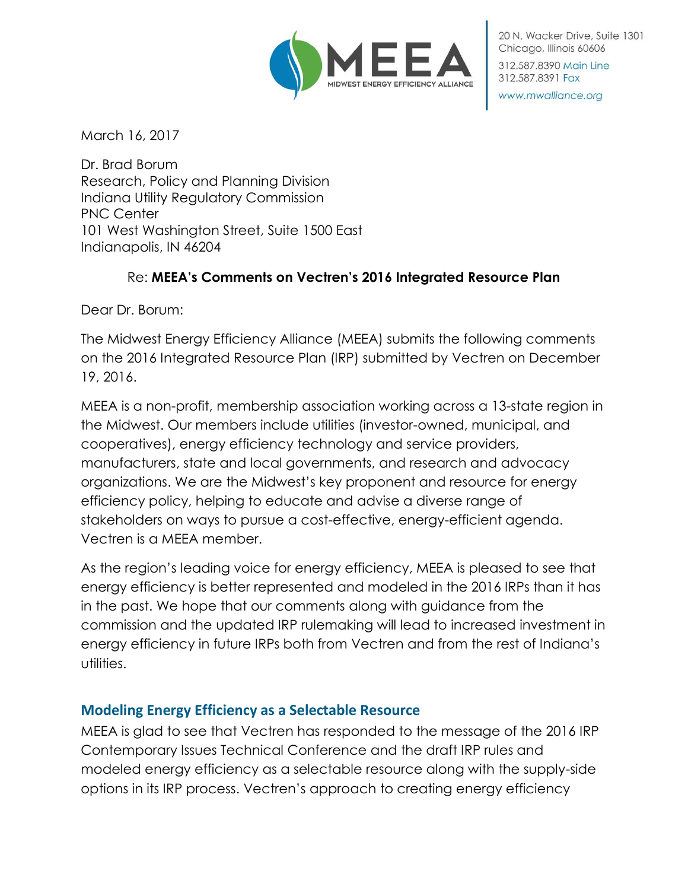MEEA
MIDWEST ENERGY EFFICIENCY ALLIANCE

20 N. Wacker Drive, Suite 1301
Chicago, Illinois 60606
312.587.8390 Main Line
312.587.8391 Fax
www.mwalliance.org

March 16, 2017

Dr. Brad Borum
Research, Policy and Planning Division
Indiana Utility Regulatory Commission
PNC Center
101 West Washington Street, Suite 1500 East
Indianapolis, IN 46204

Re: **MEEA's Comments on Vectren's 2016 Integrated Resource Plan**

Dear Dr. Borum:

The Midwest Energy Efficiency Alliance (MEEA) submits the following comments on the 2016 Integrated Resource Plan (IRP) submitted by Vectren on December 19, 2016.

MEEA is a non-profit, membership association working across a 13-state region in the Midwest. Our members include utilities (investor-owned, municipal, and cooperatives), energy efficiency technology and service providers, manufacturers, state and local governments, and research and advocacy organizations. We are the Midwest's key proponent and resource for energy efficiency policy, helping to educate and advise a diverse range of stakeholders on ways to pursue a cost-effective, energy-efficient agenda. Vectren is a MEEA member.

As the region's leading voice for energy efficiency, MEEA is pleased to see that energy efficiency is better represented and modeled in the 2016 IRPs than it has in the past. We hope that our comments along with guidance from the commission and the updated IRP rulemaking will lead to increased investment in energy efficiency in future IRPs both from Vectren and from the rest of Indiana's utilities.

## Modeling Energy Efficiency as a Selectable Resource

MEEA is glad to see that Vectren has responded to the message of the 2016 IRP Contemporary Issues Technical Conference and the draft IRP rules and modeled energy efficiency as a selectable resource along with the supply-side options in its IRP process. Vectren's approach to creating energy efficiency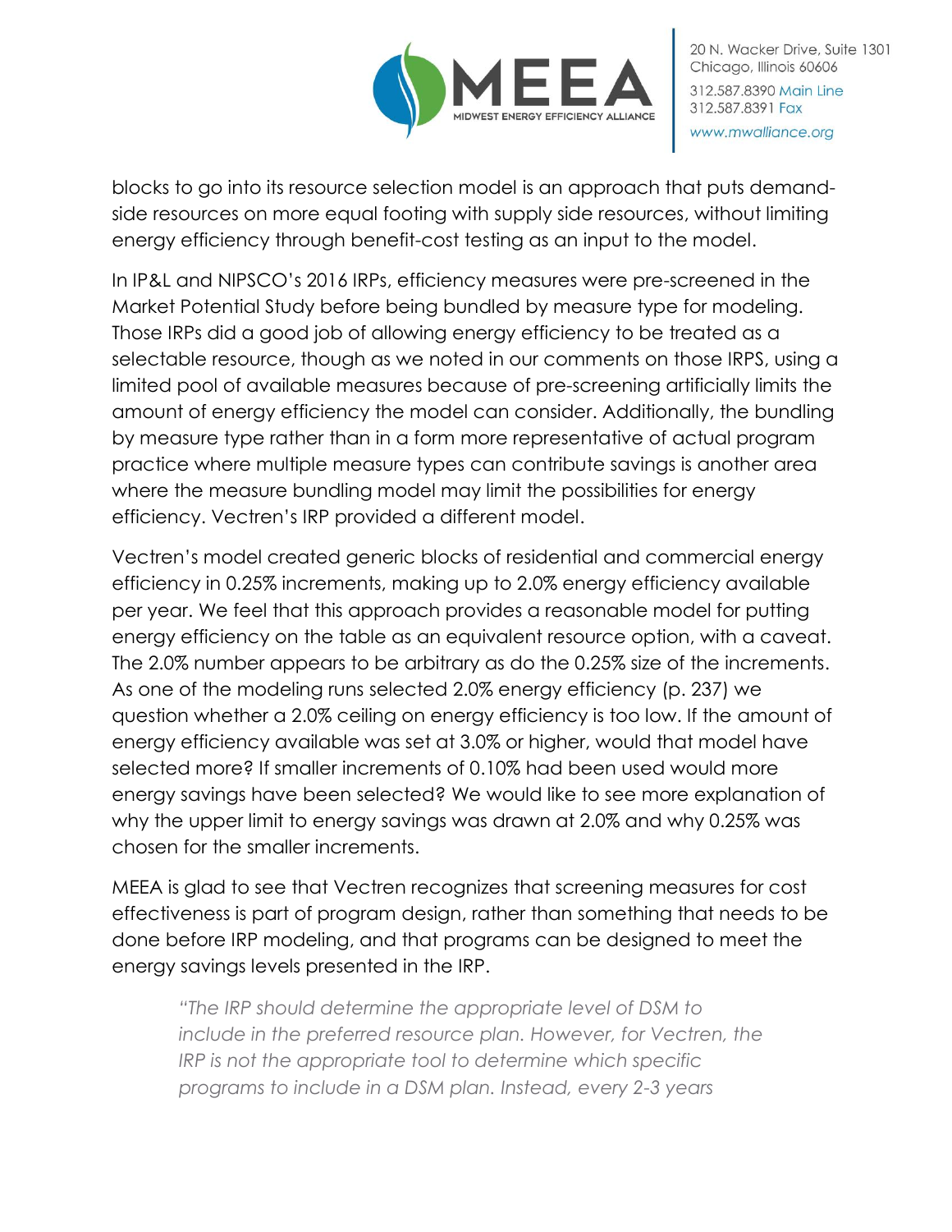blocks to go into its resource selection model is an approach that puts demand-side resources on more equal footing with supply side resources, without limiting energy efficiency through benefit-cost testing as an input to the model.

In IP&L and NIPSCO's 2016 IRPs, efficiency measures were pre-screened in the Market Potential Study before being bundled by measure type for modeling. Those IRPs did a good job of allowing energy efficiency to be treated as a selectable resource, though as we noted in our comments on those IRPS, using a limited pool of available measures because of pre-screening artificially limits the amount of energy efficiency the model can consider. Additionally, the bundling by measure type rather than in a form more representative of actual program practice where multiple measure types can contribute savings is another area where the measure bundling model may limit the possibilities for energy efficiency. Vectren's IRP provided a different model.

Vectren's model created generic blocks of residential and commercial energy efficiency in 0.25% increments, making up to 2.0% energy efficiency available per year. We feel that this approach provides a reasonable model for putting energy efficiency on the table as an equivalent resource option, with a caveat. The 2.0% number appears to be arbitrary as do the 0.25% size of the increments. As one of the modeling runs selected 2.0% energy efficiency (p. 237) we question whether a 2.0% ceiling on energy efficiency is too low. If the amount of energy efficiency available was set at 3.0% or higher, would that model have selected more? If smaller increments of 0.10% had been used would more energy savings have been selected? We would like to see more explanation of why the upper limit to energy savings was drawn at 2.0% and why 0.25% was chosen for the smaller increments.

MEEA is glad to see that Vectren recognizes that screening measures for cost effectiveness is part of program design, rather than something that needs to be done before IRP modeling, and that programs can be designed to meet the energy savings levels presented in the IRP.

> *"The IRP should determine the appropriate level of DSM to include in the preferred resource plan. However, for Vectren, the IRP is not the appropriate tool to determine which specific programs to include in a DSM plan. Instead, every 2-3 years*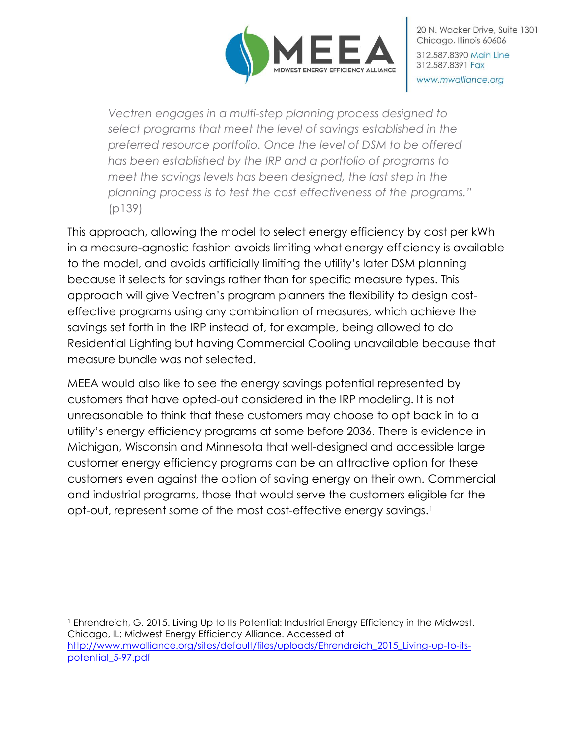*Vectren engages in a multi-step planning process designed to select programs that meet the level of savings established in the preferred resource portfolio. Once the level of DSM to be offered has been established by the IRP and a portfolio of programs to meet the savings levels has been designed, the last step in the planning process is to test the cost effectiveness of the programs."* (p139)

This approach, allowing the model to select energy efficiency by cost per kWh in a measure-agnostic fashion avoids limiting what energy efficiency is available to the model, and avoids artificially limiting the utility's later DSM planning because it selects for savings rather than for specific measure types. This approach will give Vectren's program planners the flexibility to design cost-effective programs using any combination of measures, which achieve the savings set forth in the IRP instead of, for example, being allowed to do Residential Lighting but having Commercial Cooling unavailable because that measure bundle was not selected.

MEEA would also like to see the energy savings potential represented by customers that have opted-out considered in the IRP modeling. It is not unreasonable to think that these customers may choose to opt back in to a utility's energy efficiency programs at some before 2036. There is evidence in Michigan, Wisconsin and Minnesota that well-designed and accessible large customer energy efficiency programs can be an attractive option for these customers even against the option of saving energy on their own. Commercial and industrial programs, those that would serve the customers eligible for the opt-out, represent some of the most cost-effective energy savings.[1]

---

[1] Ehrendreich, G. 2015. Living Up to Its Potential: Industrial Energy Efficiency in the Midwest. Chicago, IL: Midwest Energy Efficiency Alliance. Accessed at http://www.mwalliance.org/sites/default/files/uploads/Ehrendreich_2015_Living-up-to-its-potential_5-97.pdf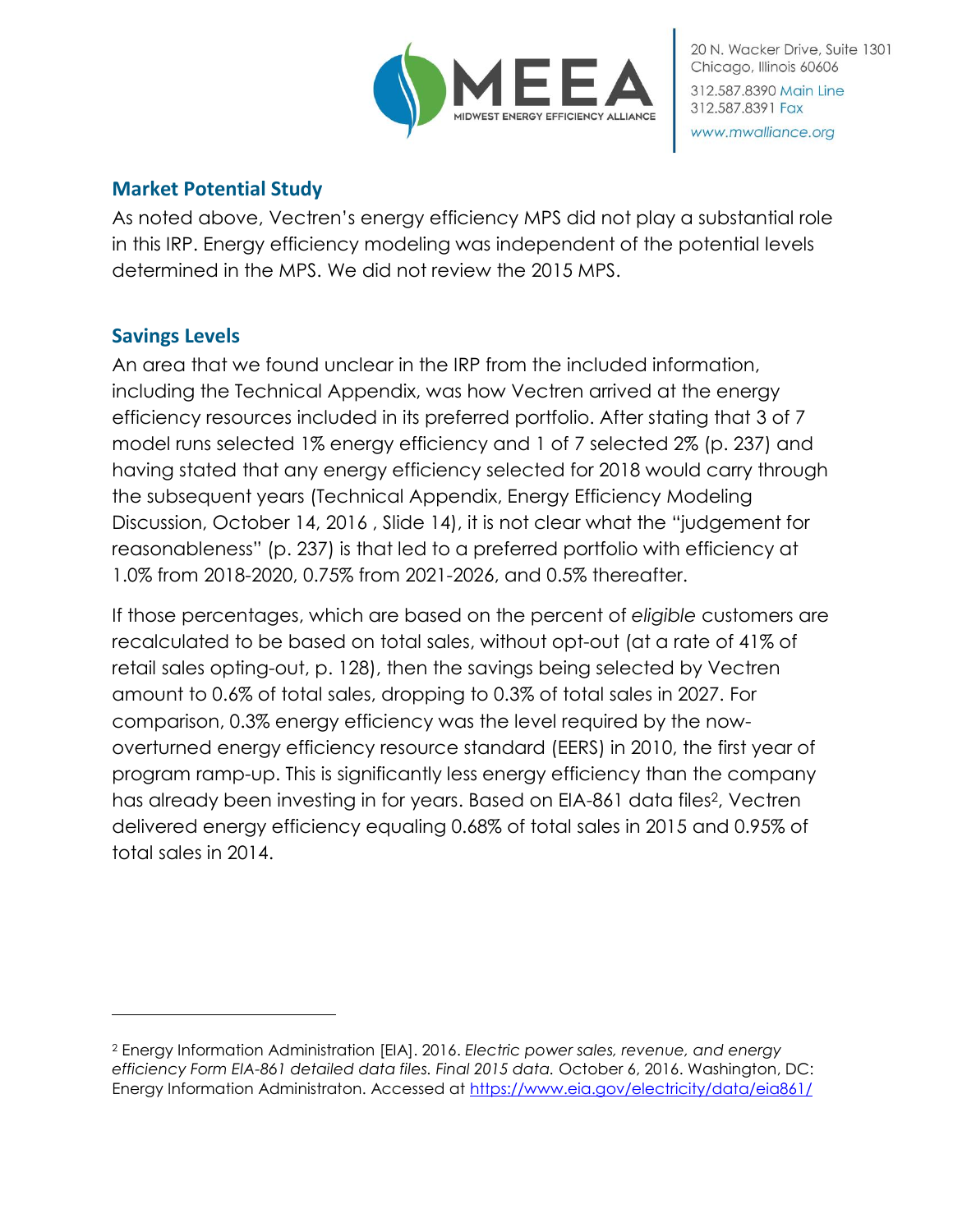## Market Potential Study

As noted above, Vectren's energy efficiency MPS did not play a substantial role in this IRP. Energy efficiency modeling was independent of the potential levels determined in the MPS. We did not review the 2015 MPS.

## Savings Levels

An area that we found unclear in the IRP from the included information, including the Technical Appendix, was how Vectren arrived at the energy efficiency resources included in its preferred portfolio. After stating that 3 of 7 model runs selected 1% energy efficiency and 1 of 7 selected 2% (p. 237) and having stated that any energy efficiency selected for 2018 would carry through the subsequent years (Technical Appendix, Energy Efficiency Modeling Discussion, October 14, 2016 , Slide 14), it is not clear what the "judgement for reasonableness" (p. 237) is that led to a preferred portfolio with efficiency at 1.0% from 2018-2020, 0.75% from 2021-2026, and 0.5% thereafter.

If those percentages, which are based on the percent of *eligible* customers are recalculated to be based on total sales, without opt-out (at a rate of 41% of retail sales opting-out, p. 128), then the savings being selected by Vectren amount to 0.6% of total sales, dropping to 0.3% of total sales in 2027. For comparison, 0.3% energy efficiency was the level required by the now-overturned energy efficiency resource standard (EERS) in 2010, the first year of program ramp-up. This is significantly less energy efficiency than the company has already been investing in for years. Based on EIA-861 data files[2], Vectren delivered energy efficiency equaling 0.68% of total sales in 2015 and 0.95% of total sales in 2014.

---

[2] Energy Information Administration [EIA]. 2016. *Electric power sales, revenue, and energy efficiency Form EIA-861 detailed data files. Final 2015 data.* October 6, 2016. Washington, DC: Energy Information Administraton. Accessed at https://www.eia.gov/electricity/data/eia861/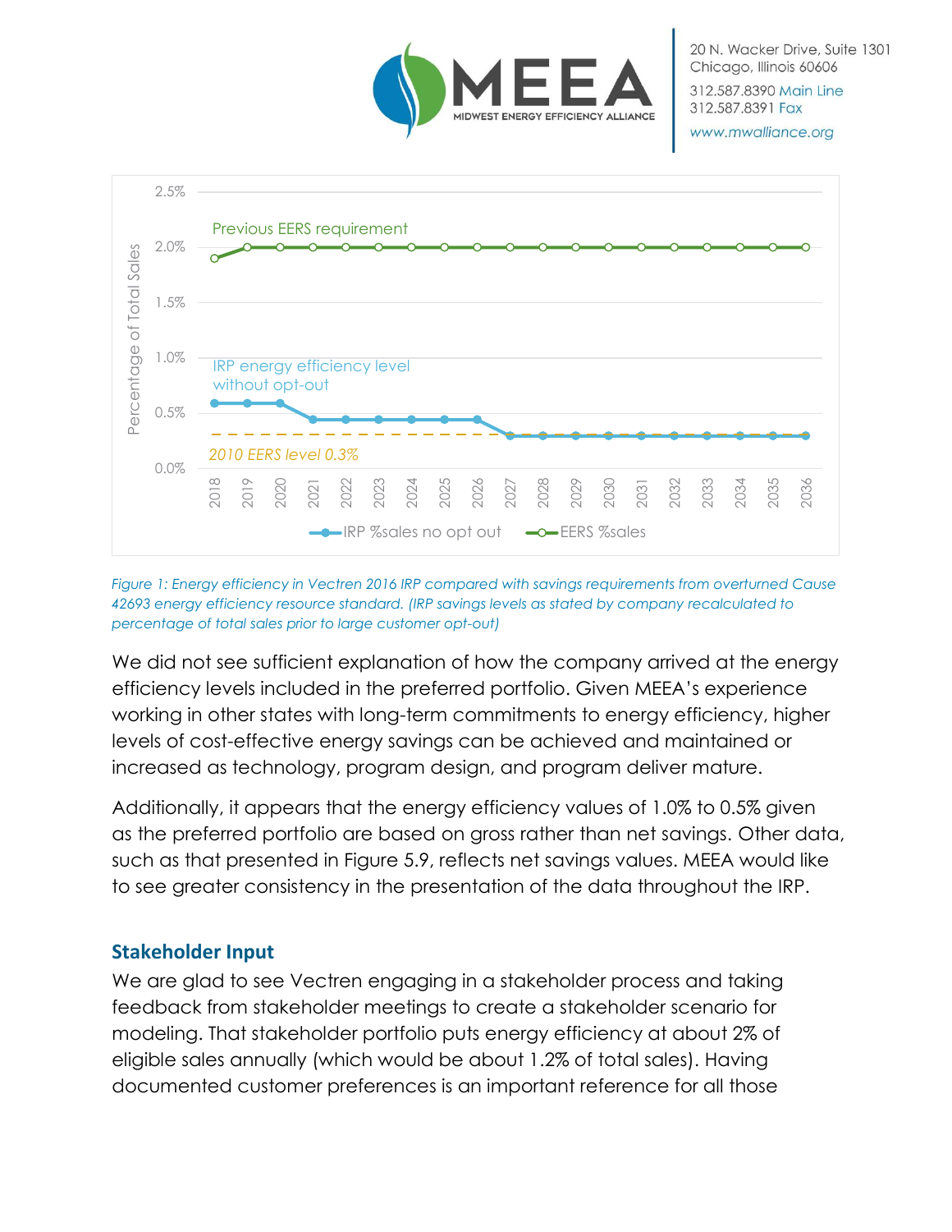*Figure 1: Energy efficiency in Vectren 2016 IRP compared with savings requirements from overturned Cause 42693 energy efficiency resource standard. (IRP savings levels as stated by company recalculated to percentage of total sales prior to large customer opt-out)*

We did not see sufficient explanation of how the company arrived at the energy efficiency levels included in the preferred portfolio. Given MEEA's experience working in other states with long-term commitments to energy efficiency, higher levels of cost-effective energy savings can be achieved and maintained or increased as technology, program design, and program deliver mature.

Additionally, it appears that the energy efficiency values of 1.0% to 0.5% given as the preferred portfolio are based on gross rather than net savings. Other data, such as that presented in Figure 5.9, reflects net savings values. MEEA would like to see greater consistency in the presentation of the data throughout the IRP.

## Stakeholder Input

We are glad to see Vectren engaging in a stakeholder process and taking feedback from stakeholder meetings to create a stakeholder scenario for modeling. That stakeholder portfolio puts energy efficiency at about 2% of eligible sales annually (which would be about 1.2% of total sales). Having documented customer preferences is an important reference for all those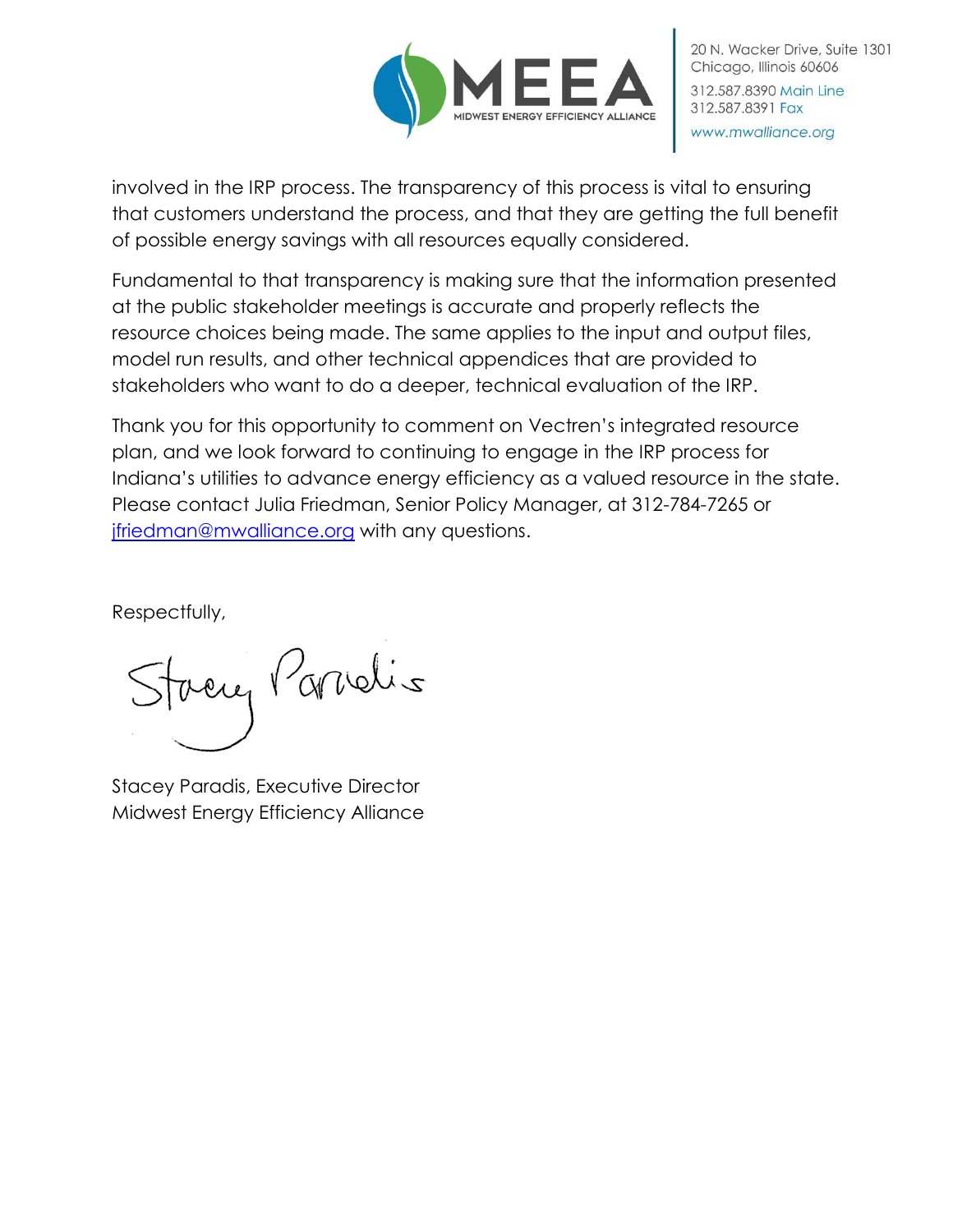involved in the IRP process. The transparency of this process is vital to ensuring that customers understand the process, and that they are getting the full benefit of possible energy savings with all resources equally considered.

Fundamental to that transparency is making sure that the information presented at the public stakeholder meetings is accurate and properly reflects the resource choices being made. The same applies to the input and output files, model run results, and other technical appendices that are provided to stakeholders who want to do a deeper, technical evaluation of the IRP.

Thank you for this opportunity to comment on Vectren's integrated resource plan, and we look forward to continuing to engage in the IRP process for Indiana's utilities to advance energy efficiency as a valued resource in the state. Please contact Julia Friedman, Senior Policy Manager, at 312-784-7265 or jfriedman@mwalliance.org with any questions.

Respectfully,

Stacey Paradis, Executive Director
Midwest Energy Efficiency Alliance